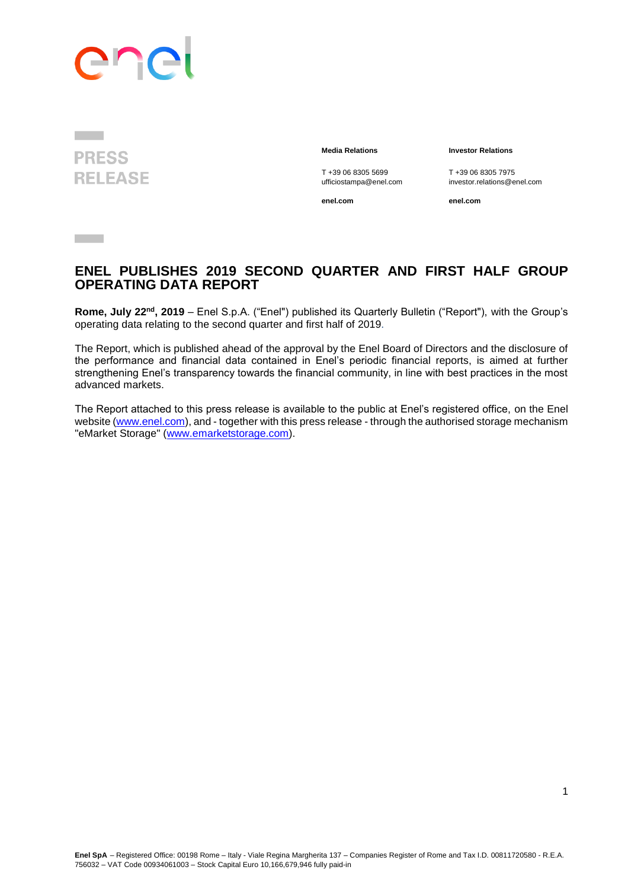**PRESS RELEASE**

| **Media Relations** | **Investor Relations** |
| --- | --- |
| T +39 06 8305 5699 | T +39 06 8305 7975 |
| ufficiostampa@enel.com | investor.relations@enel.com |
| **enel.com** | **enel.com** |

# ENEL PUBLISHES 2019 SECOND QUARTER AND FIRST HALF GROUP OPERATING DATA REPORT

**Rome, July 22nd, 2019** – Enel S.p.A. ("Enel") published its Quarterly Bulletin ("Report"), with the Group's operating data relating to the second quarter and first half of 2019.

The Report, which is published ahead of the approval by the Enel Board of Directors and the disclosure of the performance and financial data contained in Enel's periodic financial reports, is aimed at further strengthening Enel's transparency towards the financial community, in line with best practices in the most advanced markets.

The Report attached to this press release is available to the public at Enel's registered office, on the Enel website (www.enel.com), and - together with this press release - through the authorised storage mechanism "eMarket Storage" (www.emarketstorage.com).

**Enel SpA** – Registered Office: 00198 Rome – Italy - Viale Regina Margherita 137 – Companies Register of Rome and Tax I.D. 00811720580 - R.E.A. 756032 – VAT Code 00934061003 – Stock Capital Euro 10,166,679,946 fully paid-in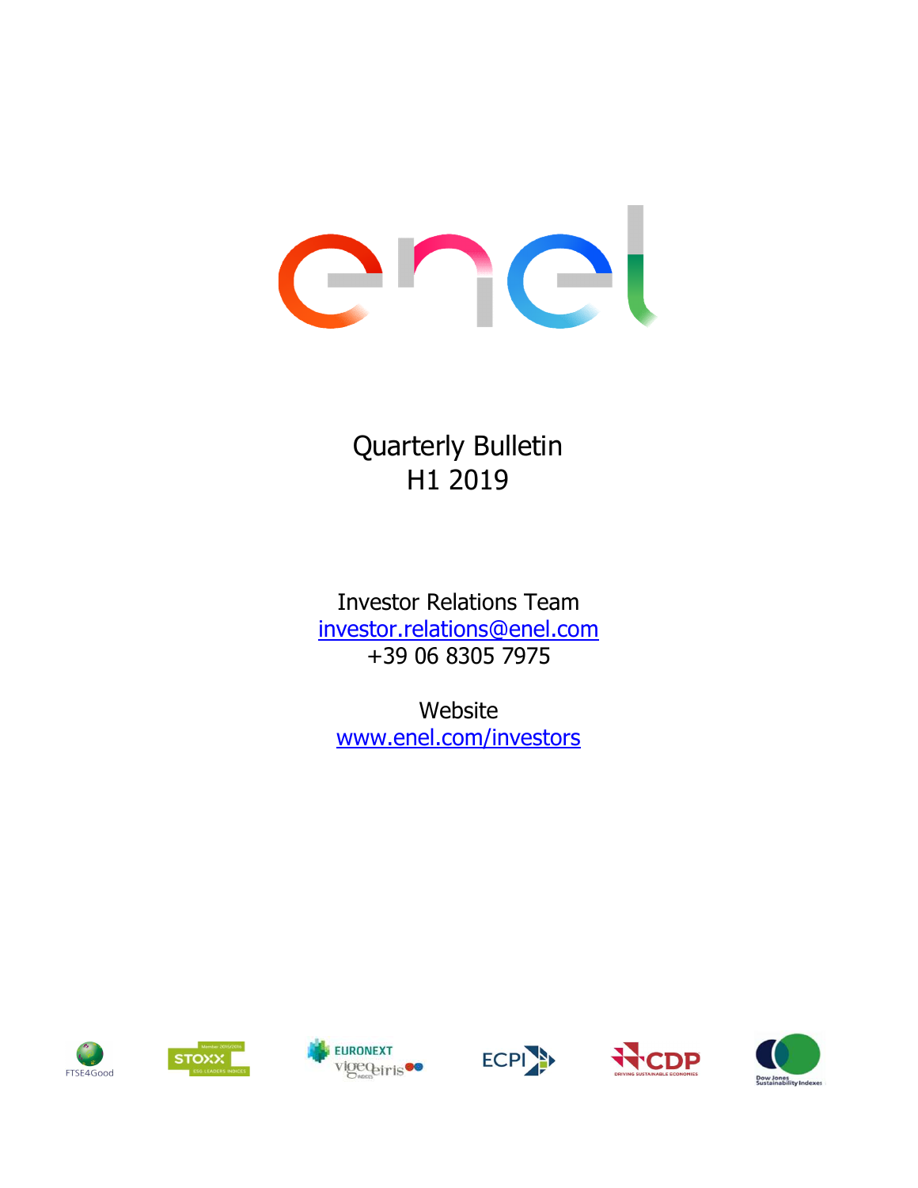# Quarterly Bulletin
# H1 2019

Investor Relations Team
investor.relations@enel.com
+39 06 8305 7975

Website
www.enel.com/investors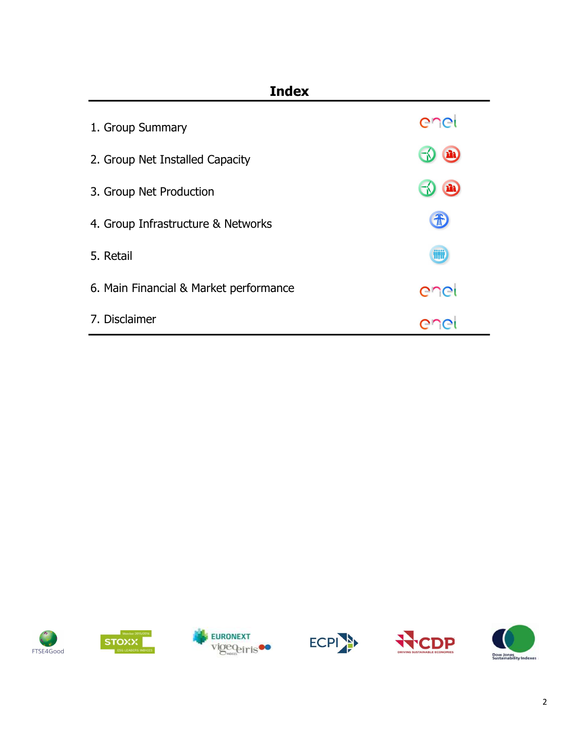# Index

1. Group Summary
2. Group Net Installed Capacity
3. Group Net Production
4. Group Infrastructure & Networks
5. Retail
6. Main Financial & Market performance
7. Disclaimer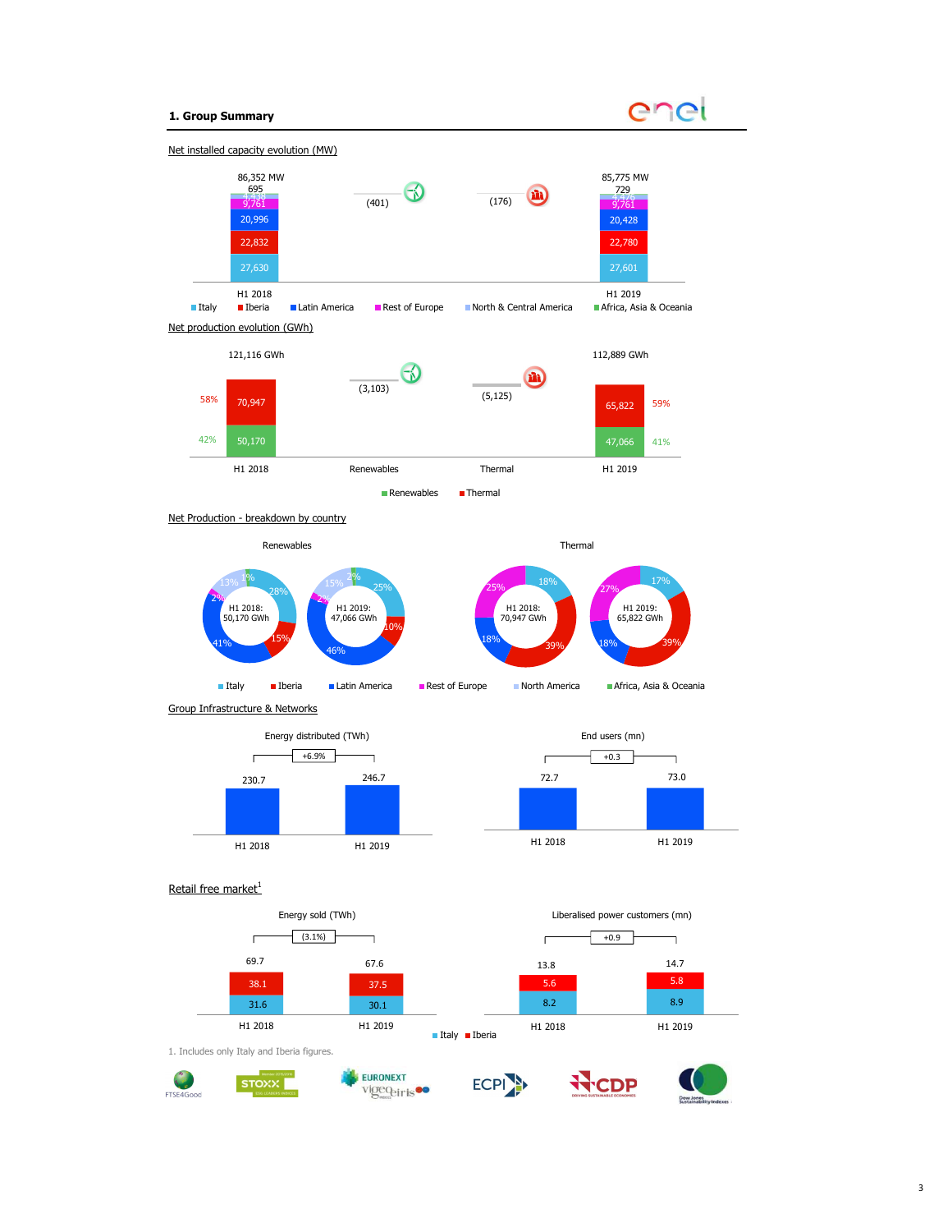## 1. Group Summary

### Net installed capacity evolution (MW)

| | H1 2018 | Renewables | Thermal | H1 2019 |
|---|---|---|---|---|
| Total | 86,352 MW | (401) | (176) | 85,775 MW |
| Italy | 27,630 | | | 27,601 |
| Iberia | 22,832 | | | 22,780 |
| Latin America | 20,996 | | | 20,428 |
| Rest of Europe | 9,761 | | | 9,761 |
| North & Central America | 4,438 | | | 4,476 |
| Africa, Asia & Oceania | 695 | | | 729 |

### Net production evolution (GWh)

| | H1 2018 | Renewables | Thermal | H1 2019 |
|---|---|---|---|---|
| Total | 121,116 GWh | (3,103) | (5,125) | 112,889 GWh |
| Thermal | 70,947 (58%) | | | 65,822 (59%) |
| Renewables | 50,170 (42%) | | | 47,066 (41%) |

### Net Production - breakdown by country

**Renewables**

| | H1 2018: 50,170 GWh | H1 2019: 47,066 GWh |
|---|---|---|
| Italy | 28% | 25% |
| Iberia | 15% | 10% |
| Latin America | 41% | 46% |
| Rest of Europe | 2% | 2% |
| North America | 13% | 15% |
| Africa, Asia & Oceania | 1% | 2% |

**Thermal**

| | H1 2018: 70,947 GWh | H1 2019: 65,822 GWh |
|---|---|---|
| Italy | 18% | 17% |
| Iberia | 39% | 39% |
| Latin America | 18% | 18% |
| Rest of Europe | 25% | 27% |

### Group Infrastructure & Networks

| | H1 2018 | H1 2019 | Change |
|---|---|---|---|
| Energy distributed (TWh) | 230.7 | 246.7 | +6.9% |
| End users (mn) | 72.7 | 73.0 | +0.3 |

### Retail free market[1]

| | H1 2018 | H1 2019 | Change |
|---|---|---|---|
| Energy sold (TWh) | 69.7 | 67.6 | (3.1%) |
| Italy | 31.6 | 30.1 | |
| Iberia | 38.1 | 37.5 | |
| Liberalised power customers (mn) | 13.8 | 14.7 | +0.9 |
| Italy | 8.2 | 8.9 | |
| Iberia | 5.6 | 5.8 | |

1. Includes only Italy and Iberia figures.

FTSE4Good · STOXX · EURONEXT vigeo eiris · ECPI · CDP · Dow Jones Sustainability Indexes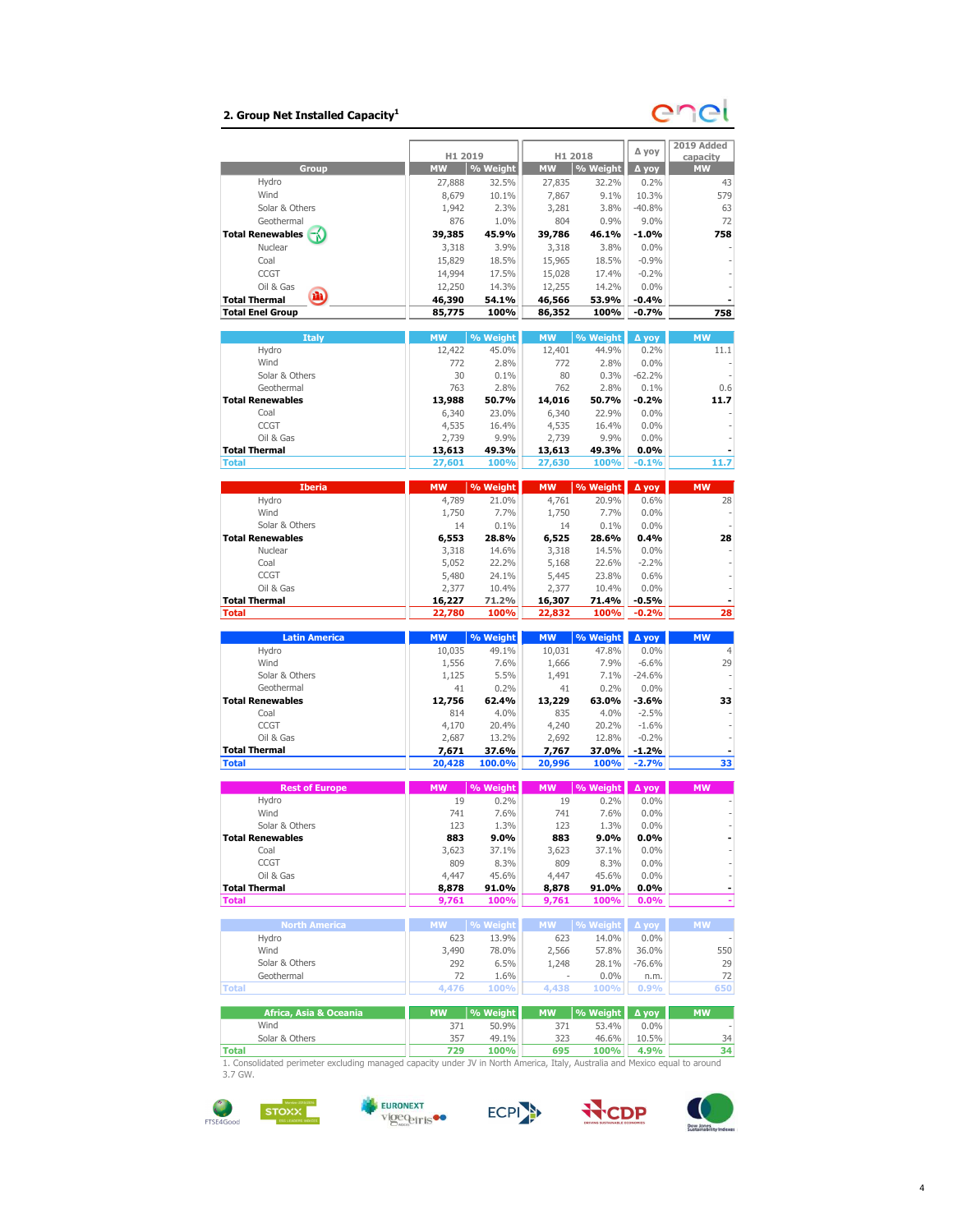## 2. Group Net Installed Capacity[1]

| Group | H1 2019 MW | H1 2019 % Weight | H1 2018 MW | H1 2018 % Weight | Δ yoy | 2019 Added capacity MW |
|---|---|---|---|---|---|---|
| Hydro | 27,888 | 32.5% | 27,835 | 32.2% | 0.2% | 43 |
| Wind | 8,679 | 10.1% | 7,867 | 9.1% | 10.3% | 579 |
| Solar & Others | 1,942 | 2.3% | 3,281 | 3.8% | -40.8% | 63 |
| Geothermal | 876 | 1.0% | 804 | 0.9% | 9.0% | 72 |
| **Total Renewables** | **39,385** | **45.9%** | **39,786** | **46.1%** | **-1.0%** | **758** |
| Nuclear | 3,318 | 3.9% | 3,318 | 3.8% | 0.0% | - |
| Coal | 15,829 | 18.5% | 15,965 | 18.5% | -0.9% | - |
| CCGT | 14,994 | 17.5% | 15,028 | 17.4% | -0.2% | - |
| Oil & Gas | 12,250 | 14.3% | 12,255 | 14.2% | 0.0% | - |
| **Total Thermal** | **46,390** | **54.1%** | **46,566** | **53.9%** | **-0.4%** | **-** |
| **Total Enel Group** | **85,775** | **100%** | **86,352** | **100%** | **-0.7%** | **758** |

| Italy | MW | % Weight | MW | % Weight | Δ yoy | MW |
|---|---|---|---|---|---|---|
| Hydro | 12,422 | 45.0% | 12,401 | 44.9% | 0.2% | 11.1 |
| Wind | 772 | 2.8% | 772 | 2.8% | 0.0% | - |
| Solar & Others | 30 | 0.1% | 80 | 0.3% | -62.2% | - |
| Geothermal | 763 | 2.8% | 762 | 2.8% | 0.1% | 0.6 |
| **Total Renewables** | **13,988** | **50.7%** | **14,016** | **50.7%** | **-0.2%** | **11.7** |
| Coal | 6,340 | 23.0% | 6,340 | 22.9% | 0.0% | - |
| CCGT | 4,535 | 16.4% | 4,535 | 16.4% | 0.0% | - |
| Oil & Gas | 2,739 | 9.9% | 2,739 | 9.9% | 0.0% | - |
| **Total Thermal** | **13,613** | **49.3%** | **13,613** | **49.3%** | **0.0%** | **-** |
| **Total** | **27,601** | **100%** | **27,630** | **100%** | **-0.1%** | **11.7** |

| Iberia | MW | % Weight | MW | % Weight | Δ yoy | MW |
|---|---|---|---|---|---|---|
| Hydro | 4,789 | 21.0% | 4,761 | 20.9% | 0.6% | 28 |
| Wind | 1,750 | 7.7% | 1,750 | 7.7% | 0.0% | - |
| Solar & Others | 14 | 0.1% | 14 | 0.1% | 0.0% | - |
| **Total Renewables** | **6,553** | **28.8%** | **6,525** | **28.6%** | **0.4%** | **28** |
| Nuclear | 3,318 | 14.6% | 3,318 | 14.5% | 0.0% | - |
| Coal | 5,052 | 22.2% | 5,168 | 22.6% | -2.2% | - |
| CCGT | 5,480 | 24.1% | 5,445 | 23.8% | 0.6% | - |
| Oil & Gas | 2,377 | 10.4% | 2,377 | 10.4% | 0.0% | - |
| **Total Thermal** | **16,227** | **71.2%** | **16,307** | **71.4%** | **-0.5%** | **-** |
| **Total** | **22,780** | **100%** | **22,832** | **100%** | **-0.2%** | **28** |

| Latin America | MW | % Weight | MW | % Weight | Δ yoy | MW |
|---|---|---|---|---|---|---|
| Hydro | 10,035 | 49.1% | 10,031 | 47.8% | 0.0% | 4 |
| Wind | 1,556 | 7.6% | 1,666 | 7.9% | -6.6% | 29 |
| Solar & Others | 1,125 | 5.5% | 1,491 | 7.1% | -24.6% | - |
| Geothermal | 41 | 0.2% | 41 | 0.2% | 0.0% | - |
| **Total Renewables** | **12,756** | **62.4%** | **13,229** | **63.0%** | **-3.6%** | **33** |
| Coal | 814 | 4.0% | 835 | 4.0% | -2.5% | - |
| CCGT | 4,170 | 20.4% | 4,240 | 20.2% | -1.6% | - |
| Oil & Gas | 2,687 | 13.2% | 2,692 | 12.8% | -0.2% | - |
| **Total Thermal** | **7,671** | **37.6%** | **7,767** | **37.0%** | **-1.2%** | **-** |
| **Total** | **20,428** | **100.0%** | **20,996** | **100%** | **-2.7%** | **33** |

| Rest of Europe | MW | % Weight | MW | % Weight | Δ yoy | MW |
|---|---|---|---|---|---|---|
| Hydro | 19 | 0.2% | 19 | 0.2% | 0.0% | - |
| Wind | 741 | 7.6% | 741 | 7.6% | 0.0% | - |
| Solar & Others | 123 | 1.3% | 123 | 1.3% | 0.0% | - |
| **Total Renewables** | **883** | **9.0%** | **883** | **9.0%** | **0.0%** | **-** |
| Coal | 3,623 | 37.1% | 3,623 | 37.1% | 0.0% | - |
| CCGT | 809 | 8.3% | 809 | 8.3% | 0.0% | - |
| Oil & Gas | 4,447 | 45.6% | 4,447 | 45.6% | 0.0% | - |
| **Total Thermal** | **8,878** | **91.0%** | **8,878** | **91.0%** | **0.0%** | **-** |
| **Total** | **9,761** | **100%** | **9,761** | **100%** | **0.0%** | **-** |

| North America | MW | % Weight | MW | % Weight | Δ yoy | MW |
|---|---|---|---|---|---|---|
| Hydro | 623 | 13.9% | 623 | 14.0% | 0.0% | - |
| Wind | 3,490 | 78.0% | 2,566 | 57.8% | 36.0% | 550 |
| Solar & Others | 292 | 6.5% | 1,248 | 28.1% | -76.6% | 29 |
| Geothermal | 72 | 1.6% | - | 0.0% | n.m. | 72 |
| **Total** | **4,476** | **100%** | **4,438** | **100%** | **0.9%** | **650** |

| Africa, Asia & Oceania | MW | % Weight | MW | % Weight | Δ yoy | MW |
|---|---|---|---|---|---|---|
| Wind | 371 | 50.9% | 371 | 53.4% | 0.0% | - |
| Solar & Others | 357 | 49.1% | 323 | 46.6% | 10.5% | 34 |
| **Total** | **729** | **100%** | **695** | **100%** | **4.9%** | **34** |

1. Consolidated perimeter excluding managed capacity under JV in North America, Italy, Australia and Mexico equal to around 3.7 GW.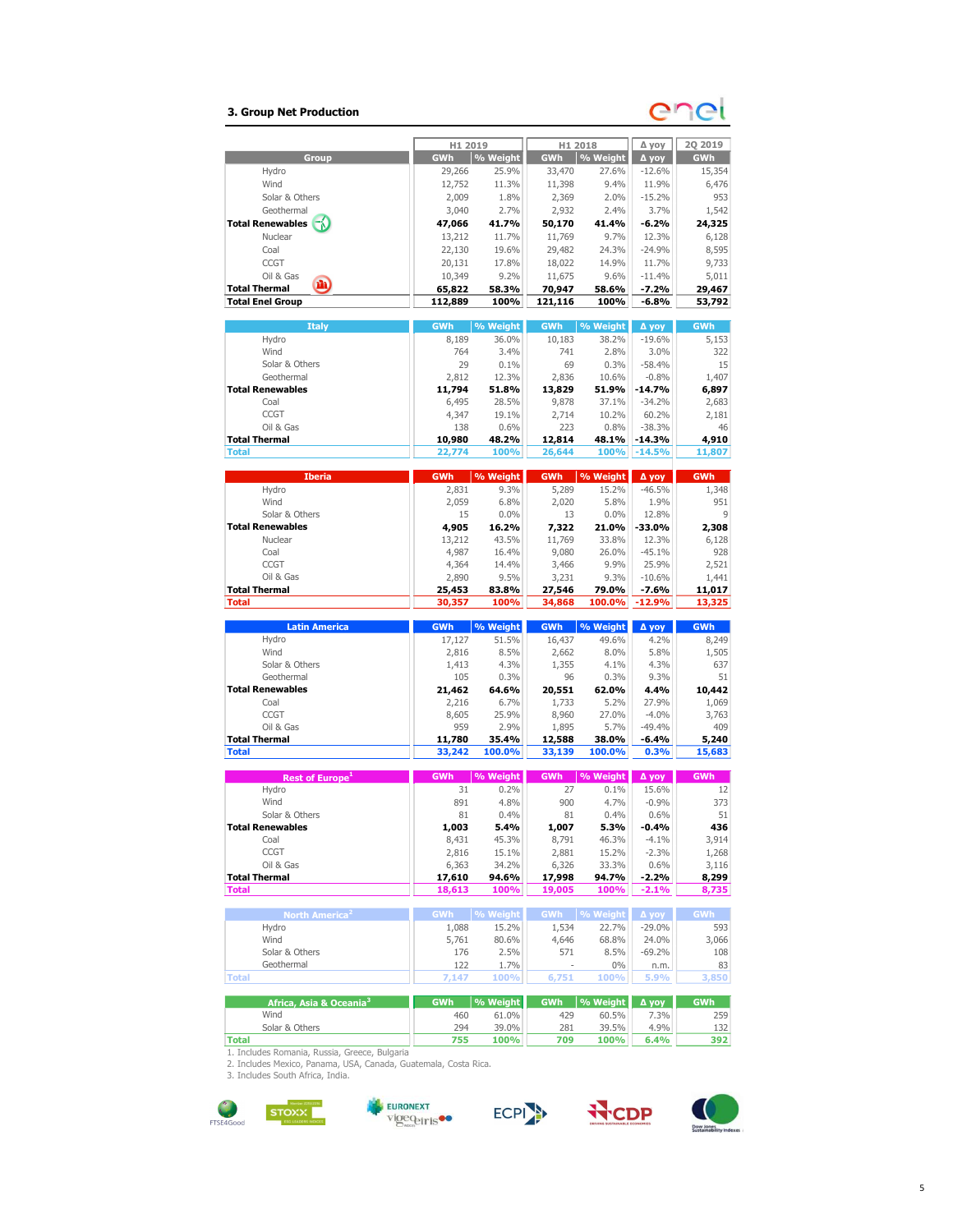## 3. Group Net Production

| Group | H1 2019 GWh | H1 2019 % Weight | H1 2018 GWh | H1 2018 % Weight | Δ yoy | 2Q 2019 GWh |
|---|---|---|---|---|---|---|
| Hydro | 29,266 | 25.9% | 33,470 | 27.6% | -12.6% | 15,354 |
| Wind | 12,752 | 11.3% | 11,398 | 9.4% | 11.9% | 6,476 |
| Solar & Others | 2,009 | 1.8% | 2,369 | 2.0% | -15.2% | 953 |
| Geothermal | 3,040 | 2.7% | 2,932 | 2.4% | 3.7% | 1,542 |
| **Total Renewables** | **47,066** | **41.7%** | **50,170** | **41.4%** | **-6.2%** | **24,325** |
| Nuclear | 13,212 | 11.7% | 11,769 | 9.7% | 12.3% | 6,128 |
| Coal | 22,130 | 19.6% | 29,482 | 24.3% | -24.9% | 8,595 |
| CCGT | 20,131 | 17.8% | 18,022 | 14.9% | 11.7% | 9,733 |
| Oil & Gas | 10,349 | 9.2% | 11,675 | 9.6% | -11.4% | 5,011 |
| **Total Thermal** | **65,822** | **58.3%** | **70,947** | **58.6%** | **-7.2%** | **29,467** |
| **Total Enel Group** | **112,889** | **100%** | **121,116** | **100%** | **-6.8%** | **53,792** |

| Italy | GWh | % Weight | GWh | % Weight | Δ yoy | GWh |
|---|---|---|---|---|---|---|
| Hydro | 8,189 | 36.0% | 10,183 | 38.2% | -19.6% | 5,153 |
| Wind | 764 | 3.4% | 741 | 2.8% | 3.0% | 322 |
| Solar & Others | 29 | 0.1% | 69 | 0.3% | -58.4% | 15 |
| Geothermal | 2,812 | 12.3% | 2,836 | 10.6% | -0.8% | 1,407 |
| **Total Renewables** | **11,794** | **51.8%** | **13,829** | **51.9%** | **-14.7%** | **6,897** |
| Coal | 6,495 | 28.5% | 9,878 | 37.1% | -34.2% | 2,683 |
| CCGT | 4,347 | 19.1% | 2,714 | 10.2% | 60.2% | 2,181 |
| Oil & Gas | 138 | 0.6% | 223 | 0.8% | -38.3% | 46 |
| **Total Thermal** | **10,980** | **48.2%** | **12,814** | **48.1%** | **-14.3%** | **4,910** |
| **Total** | **22,774** | **100%** | **26,644** | **100%** | **-14.5%** | **11,807** |

| Iberia | GWh | % Weight | GWh | % Weight | Δ yoy | GWh |
|---|---|---|---|---|---|---|
| Hydro | 2,831 | 9.3% | 5,289 | 15.2% | -46.5% | 1,348 |
| Wind | 2,059 | 6.8% | 2,020 | 5.8% | 1.9% | 951 |
| Solar & Others | 15 | 0.0% | 13 | 0.0% | 12.8% | 9 |
| **Total Renewables** | **4,905** | **16.2%** | **7,322** | **21.0%** | **-33.0%** | **2,308** |
| Nuclear | 13,212 | 43.5% | 11,769 | 33.8% | 12.3% | 6,128 |
| Coal | 4,987 | 16.4% | 9,080 | 26.0% | -45.1% | 928 |
| CCGT | 4,364 | 14.4% | 3,466 | 9.9% | 25.9% | 2,521 |
| Oil & Gas | 2,890 | 9.5% | 3,231 | 9.3% | -10.6% | 1,441 |
| **Total Thermal** | **25,453** | **83.8%** | **27,546** | **79.0%** | **-7.6%** | **11,017** |
| **Total** | **30,357** | **100%** | **34,868** | **100.0%** | **-12.9%** | **13,325** |

| Latin America | GWh | % Weight | GWh | % Weight | Δ yoy | GWh |
|---|---|---|---|---|---|---|
| Hydro | 17,127 | 51.5% | 16,437 | 49.6% | 4.2% | 8,249 |
| Wind | 2,816 | 8.5% | 2,662 | 8.0% | 5.8% | 1,505 |
| Solar & Others | 1,413 | 4.3% | 1,355 | 4.1% | 4.3% | 637 |
| Geothermal | 105 | 0.3% | 96 | 0.3% | 9.3% | 51 |
| **Total Renewables** | **21,462** | **64.6%** | **20,551** | **62.0%** | **4.4%** | **10,442** |
| Coal | 2,216 | 6.7% | 1,733 | 5.2% | 27.9% | 1,069 |
| CCGT | 8,605 | 25.9% | 8,960 | 27.0% | -4.0% | 3,763 |
| Oil & Gas | 959 | 2.9% | 1,895 | 5.7% | -49.4% | 409 |
| **Total Thermal** | **11,780** | **35.4%** | **12,588** | **38.0%** | **-6.4%** | **5,240** |
| **Total** | **33,242** | **100.0%** | **33,139** | **100.0%** | **0.3%** | **15,683** |

| Rest of Europe[1] | GWh | % Weight | GWh | % Weight | Δ yoy | GWh |
|---|---|---|---|---|---|---|
| Hydro | 31 | 0.2% | 27 | 0.1% | 15.6% | 12 |
| Wind | 891 | 4.8% | 900 | 4.7% | -0.9% | 373 |
| Solar & Others | 81 | 0.4% | 81 | 0.4% | 0.6% | 51 |
| **Total Renewables** | **1,003** | **5.4%** | **1,007** | **5.3%** | **-0.4%** | **436** |
| Coal | 8,431 | 45.3% | 8,791 | 46.3% | -4.1% | 3,914 |
| CCGT | 2,816 | 15.1% | 2,881 | 15.2% | -2.3% | 1,268 |
| Oil & Gas | 6,363 | 34.2% | 6,326 | 33.3% | 0.6% | 3,116 |
| **Total Thermal** | **17,610** | **94.6%** | **17,998** | **94.7%** | **-2.2%** | **8,299** |
| **Total** | **18,613** | **100%** | **19,005** | **100%** | **-2.1%** | **8,735** |

| North America[2] | GWh | % Weight | GWh | % Weight | Δ yoy | GWh |
|---|---|---|---|---|---|---|
| Hydro | 1,088 | 15.2% | 1,534 | 22.7% | -29.0% | 593 |
| Wind | 5,761 | 80.6% | 4,646 | 68.8% | 24.0% | 3,066 |
| Solar & Others | 176 | 2.5% | 571 | 8.5% | -69.2% | 108 |
| Geothermal | 122 | 1.7% | - | 0% | n.m. | 83 |
| **Total** | **7,147** | **100%** | **6,751** | **100%** | **5.9%** | **3,850** |

| Africa, Asia & Oceania[3] | GWh | % Weight | GWh | % Weight | Δ yoy | GWh |
|---|---|---|---|---|---|---|
| Wind | 460 | 61.0% | 429 | 60.5% | 7.3% | 259 |
| Solar & Others | 294 | 39.0% | 281 | 39.5% | 4.9% | 132 |
| **Total** | **755** | **100%** | **709** | **100%** | **6.4%** | **392** |

1. Includes Romania, Russia, Greece, Bulgaria
2. Includes Mexico, Panama, USA, Canada, Guatemala, Costa Rica.
3. Includes South Africa, India.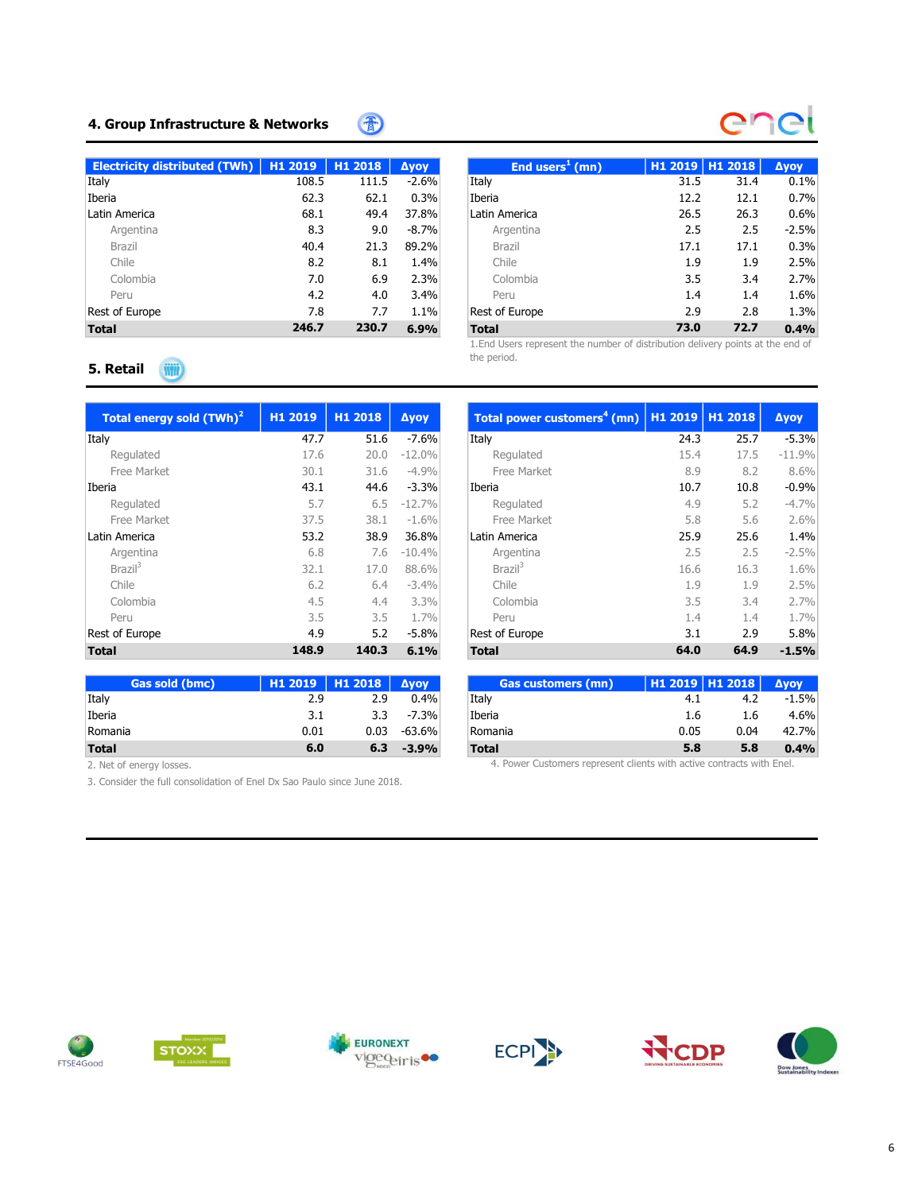## 4. Group Infrastructure & Networks

| Electricity distributed (TWh) | H1 2019 | H1 2018 | Δyoy |
|---|---|---|---|
| Italy | 108.5 | 111.5 | -2.6% |
| Iberia | 62.3 | 62.1 | 0.3% |
| Latin America | 68.1 | 49.4 | 37.8% |
| Argentina | 8.3 | 9.0 | -8.7% |
| Brazil | 40.4 | 21.3 | 89.2% |
| Chile | 8.2 | 8.1 | 1.4% |
| Colombia | 7.0 | 6.9 | 2.3% |
| Peru | 4.2 | 4.0 | 3.4% |
| Rest of Europe | 7.8 | 7.7 | 1.1% |
| **Total** | **246.7** | **230.7** | **6.9%** |

| End users[1] (mn) | H1 2019 | H1 2018 | Δyoy |
|---|---|---|---|
| Italy | 31.5 | 31.4 | 0.1% |
| Iberia | 12.2 | 12.1 | 0.7% |
| Latin America | 26.5 | 26.3 | 0.6% |
| Argentina | 2.5 | 2.5 | -2.5% |
| Brazil | 17.1 | 17.1 | 0.3% |
| Chile | 1.9 | 1.9 | 2.5% |
| Colombia | 3.5 | 3.4 | 2.7% |
| Peru | 1.4 | 1.4 | 1.6% |
| Rest of Europe | 2.9 | 2.8 | 1.3% |
| **Total** | **73.0** | **72.7** | **0.4%** |

1.End Users represent the number of distribution delivery points at the end of the period.

## 5. Retail

| Total energy sold (TWh)[2] | H1 2019 | H1 2018 | Δyoy |
|---|---|---|---|
| Italy | 47.7 | 51.6 | -7.6% |
| Regulated | 17.6 | 20.0 | -12.0% |
| Free Market | 30.1 | 31.6 | -4.9% |
| Iberia | 43.1 | 44.6 | -3.3% |
| Regulated | 5.7 | 6.5 | -12.7% |
| Free Market | 37.5 | 38.1 | -1.6% |
| Latin America | 53.2 | 38.9 | 36.8% |
| Argentina | 6.8 | 7.6 | -10.4% |
| Brazil[3] | 32.1 | 17.0 | 88.6% |
| Chile | 6.2 | 6.4 | -3.4% |
| Colombia | 4.5 | 4.4 | 3.3% |
| Peru | 3.5 | 3.5 | 1.7% |
| Rest of Europe | 4.9 | 5.2 | -5.8% |
| **Total** | **148.9** | **140.3** | **6.1%** |

| Total power customers[4] (mn) | H1 2019 | H1 2018 | Δyoy |
|---|---|---|---|
| Italy | 24.3 | 25.7 | -5.3% |
| Regulated | 15.4 | 17.5 | -11.9% |
| Free Market | 8.9 | 8.2 | 8.6% |
| Iberia | 10.7 | 10.8 | -0.9% |
| Regulated | 4.9 | 5.2 | -4.7% |
| Free Market | 5.8 | 5.6 | 2.6% |
| Latin America | 25.9 | 25.6 | 1.4% |
| Argentina | 2.5 | 2.5 | -2.5% |
| Brazil[3] | 16.6 | 16.3 | 1.6% |
| Chile | 1.9 | 1.9 | 2.5% |
| Colombia | 3.5 | 3.4 | 2.7% |
| Peru | 1.4 | 1.4 | 1.7% |
| Rest of Europe | 3.1 | 2.9 | 5.8% |
| **Total** | **64.0** | **64.9** | **-1.5%** |

| Gas sold (bmc) | H1 2019 | H1 2018 | Δyoy |
|---|---|---|---|
| Italy | 2.9 | 2.9 | 0.4% |
| Iberia | 3.1 | 3.3 | -7.3% |
| Romania | 0.01 | 0.03 | -63.6% |
| **Total** | **6.0** | **6.3** | **-3.9%** |

| Gas customers (mn) | H1 2019 | H1 2018 | Δyoy |
|---|---|---|---|
| Italy | 4.1 | 4.2 | -1.5% |
| Iberia | 1.6 | 1.6 | 4.6% |
| Romania | 0.05 | 0.04 | 42.7% |
| **Total** | **5.8** | **5.8** | **0.4%** |

2. Net of energy losses.

3. Consider the full consolidation of Enel Dx Sao Paulo since June 2018.

4. Power Customers represent clients with active contracts with Enel.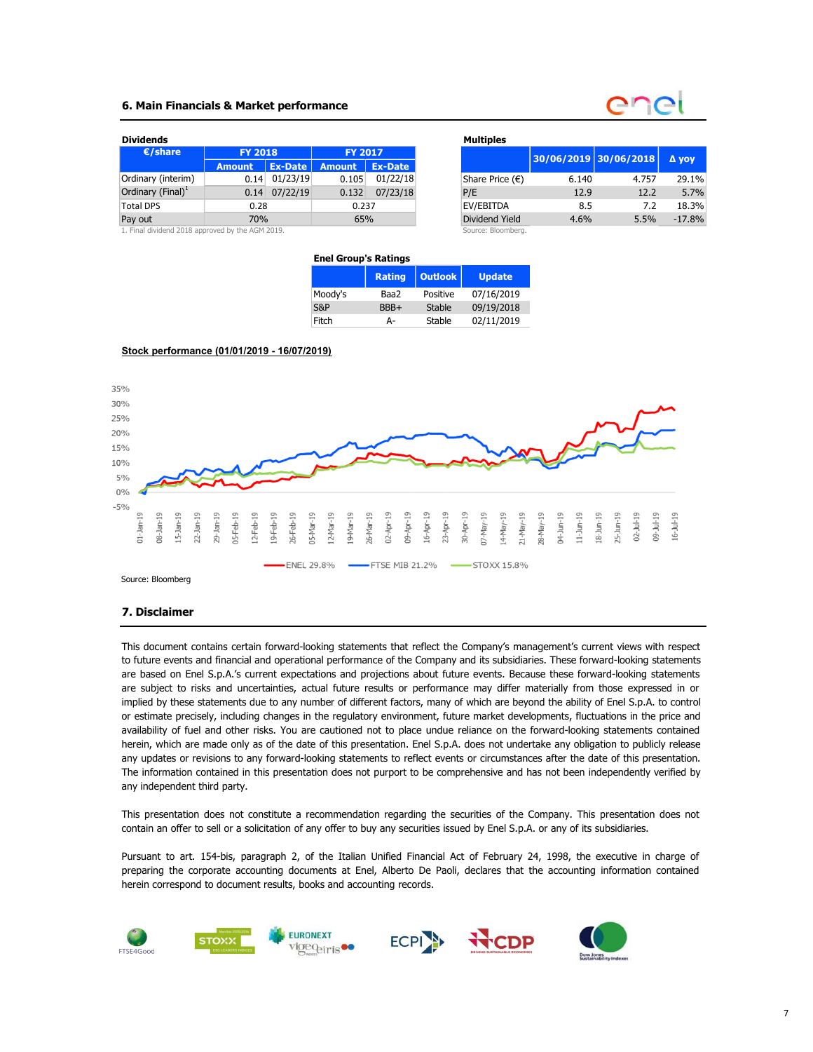## 6. Main Financials & Market performance

**Dividends**

| €/share | FY 2018 | | FY 2017 | |
|---|---|---|---|---|
| | Amount | Ex-Date | Amount | Ex-Date |
| Ordinary (interim) | 0.14 | 01/23/19 | 0.105 | 01/22/18 |
| Ordinary (Final)[1] | 0.14 | 07/22/19 | 0.132 | 07/23/18 |
| Total DPS | 0.28 | | 0.237 | |
| Pay out | 70% | | 65% | |

1. Final dividend 2018 approved by the AGM 2019.

**Multiples**

| | 30/06/2019 | 30/06/2018 | Δ yoy |
|---|---|---|---|
| Share Price (€) | 6.140 | 4.757 | 29.1% |
| P/E | 12.9 | 12.2 | 5.7% |
| EV/EBITDA | 8.5 | 7.2 | 18.3% |
| Dividend Yield | 4.6% | 5.5% | -17.8% |

Source: Bloomberg.

**Enel Group's Ratings**

| | Rating | Outlook | Update |
|---|---|---|---|
| Moody's | Baa2 | Positive | 07/16/2019 |
| S&P | BBB+ | Stable | 09/19/2018 |
| Fitch | A- | Stable | 02/11/2019 |

**Stock performance (01/01/2019 - 16/07/2019)**

35%
30%
25%
20%
15%
10%
5%
0%
-5%

01-Jan-19, 08-Jan-19, 15-Jan-19, 22-Jan-19, 29-Jan-19, 05-Feb-19, 12-Feb-19, 19-Feb-19, 26-Feb-19, 05-Mar-19, 12-Mar-19, 19-Mar-19, 26-Mar-19, 02-Apr-19, 09-Apr-19, 16-Apr-19, 23-Apr-19, 30-Apr-19, 07-May-19, 14-May-19, 21-May-19, 28-May-19, 04-Jun-19, 11-Jun-19, 18-Jun-19, 25-Jun-19, 02-Jul-19, 09-Jul-19, 16-Jul-19

ENEL 29.8% FTSE MIB 21.2% STOXX 15.8%

Source: Bloomberg

## 7. Disclaimer

This document contains certain forward-looking statements that reflect the Company's management's current views with respect to future events and financial and operational performance of the Company and its subsidiaries. These forward-looking statements are based on Enel S.p.A.'s current expectations and projections about future events. Because these forward-looking statements are subject to risks and uncertainties, actual future results or performance may differ materially from those expressed in or implied by these statements due to any number of different factors, many of which are beyond the ability of Enel S.p.A. to control or estimate precisely, including changes in the regulatory environment, future market developments, fluctuations in the price and availability of fuel and other risks. You are cautioned not to place undue reliance on the forward-looking statements contained herein, which are made only as of the date of this presentation. Enel S.p.A. does not undertake any obligation to publicly release any updates or revisions to any forward-looking statements to reflect events or circumstances after the date of this presentation. The information contained in this presentation does not purport to be comprehensive and has not been independently verified by any independent third party.

This presentation does not constitute a recommendation regarding the securities of the Company. This presentation does not contain an offer to sell or a solicitation of any offer to buy any securities issued by Enel S.p.A. or any of its subsidiaries.

Pursuant to art. 154-bis, paragraph 2, of the Italian Unified Financial Act of February 24, 1998, the executive in charge of preparing the corporate accounting documents at Enel, Alberto De Paoli, declares that the accounting information contained herein correspond to document results, books and accounting records.